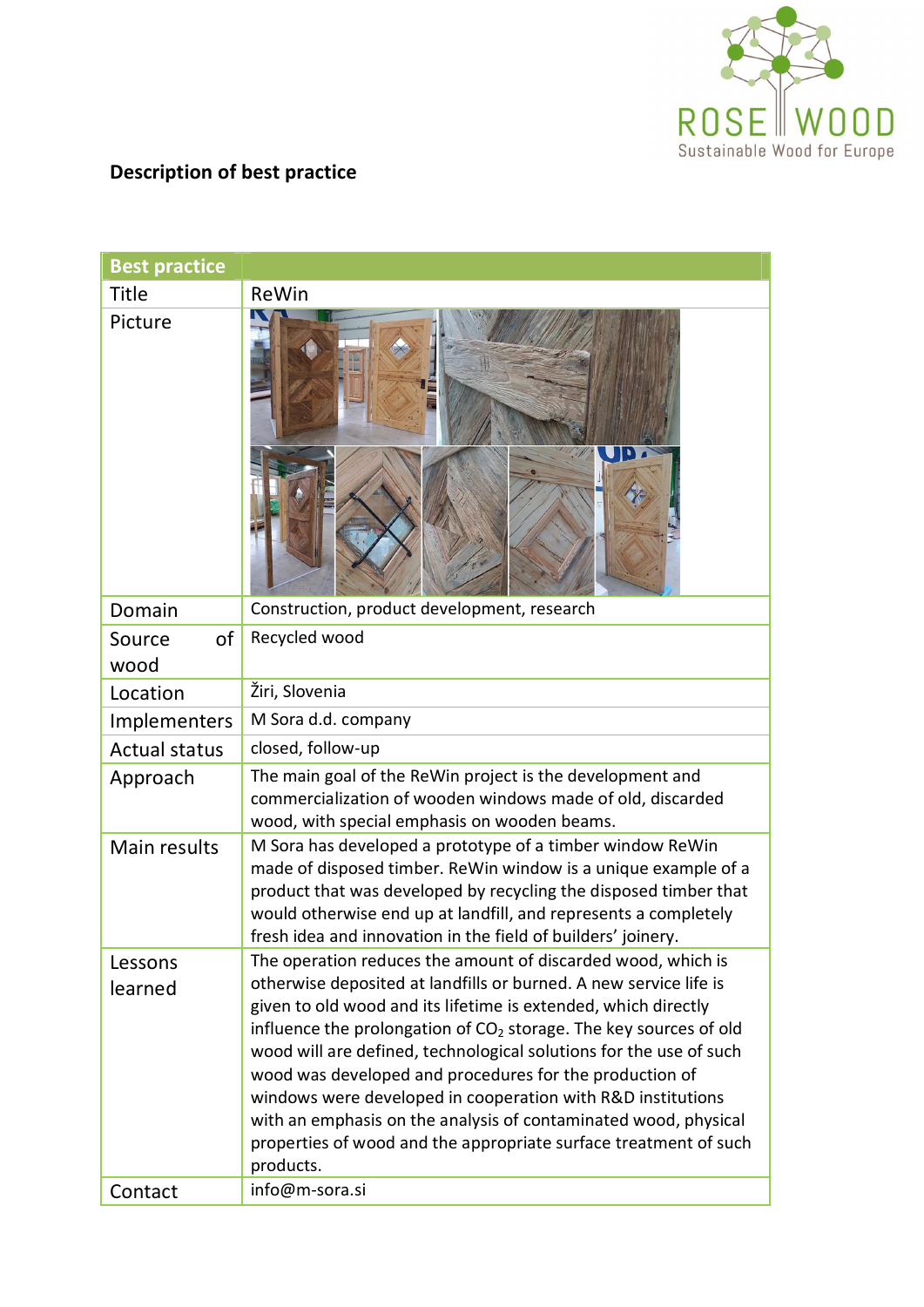**Description of best practice**

| Best practice | |
|---|---|
| Title | ReWin |
| Picture | |
| Domain | Construction, product development, research |
| Source of wood | Recycled wood |
| Location | Žiri, Slovenia |
| Implementers | M Sora d.d. company |
| Actual status | closed, follow-up |
| Approach | The main goal of the ReWin project is the development and commercialization of wooden windows made of old, discarded wood, with special emphasis on wooden beams. |
| Main results | M Sora has developed a prototype of a timber window ReWin made of disposed timber. ReWin window is a unique example of a product that was developed by recycling the disposed timber that would otherwise end up at landfill, and represents a completely fresh idea and innovation in the field of builders' joinery. |
| Lessons learned | The operation reduces the amount of discarded wood, which is otherwise deposited at landfills or burned. A new service life is given to old wood and its lifetime is extended, which directly influence the prolongation of $CO_2$ storage. The key sources of old wood will are defined, technological solutions for the use of such wood was developed and procedures for the production of windows were developed in cooperation with R&D institutions with an emphasis on the analysis of contaminated wood, physical properties of wood and the appropriate surface treatment of such products. |
| Contact | info@m-sora.si |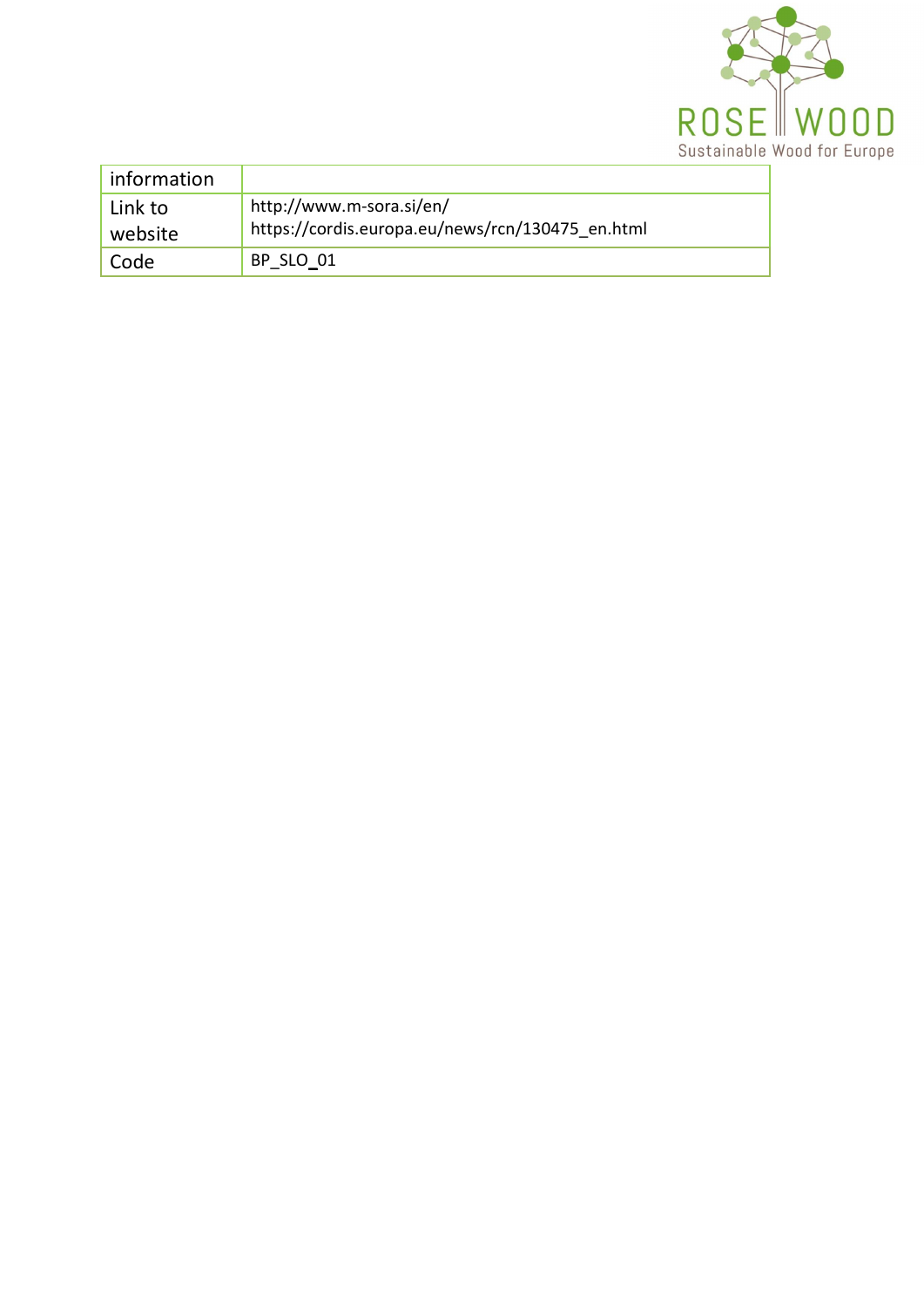| information | |
| --- | --- |
| Link to website | http://www.m-sora.si/en/<br>https://cordis.europa.eu/news/rcn/130475_en.html |
| Code | BP_SLO_01 |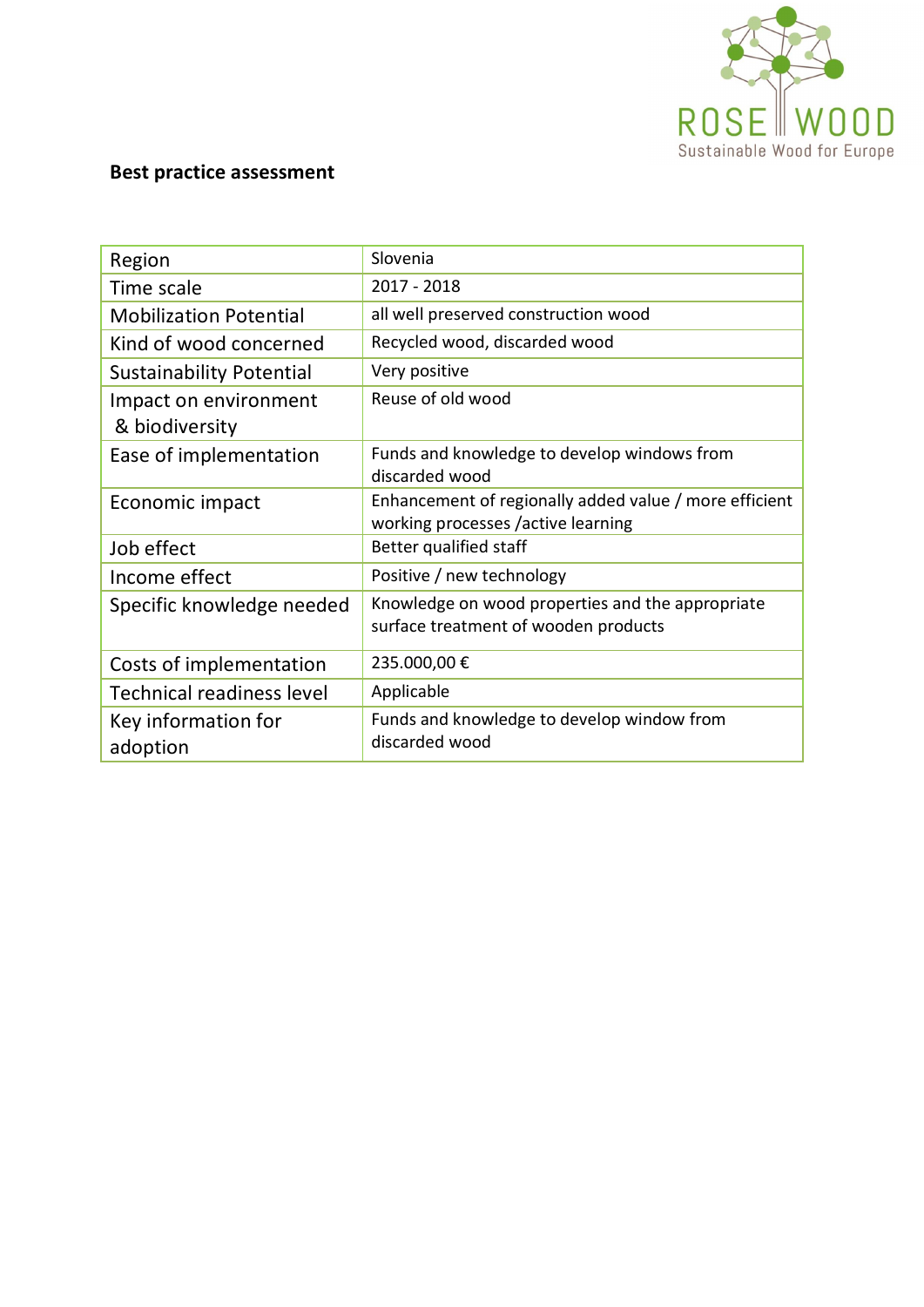**Best practice assessment**

| | |
|---|---|
| Region | Slovenia |
| Time scale | 2017 - 2018 |
| Mobilization Potential | all well preserved construction wood |
| Kind of wood concerned | Recycled wood, discarded wood |
| Sustainability Potential | Very positive |
| Impact on environment & biodiversity | Reuse of old wood |
| Ease of implementation | Funds and knowledge to develop windows from discarded wood |
| Economic impact | Enhancement of regionally added value / more efficient working processes /active learning |
| Job effect | Better qualified staff |
| Income effect | Positive / new technology |
| Specific knowledge needed | Knowledge on wood properties and the appropriate surface treatment of wooden products |
| Costs of implementation | 235.000,00 € |
| Technical readiness level | Applicable |
| Key information for adoption | Funds and knowledge to develop window from discarded wood |